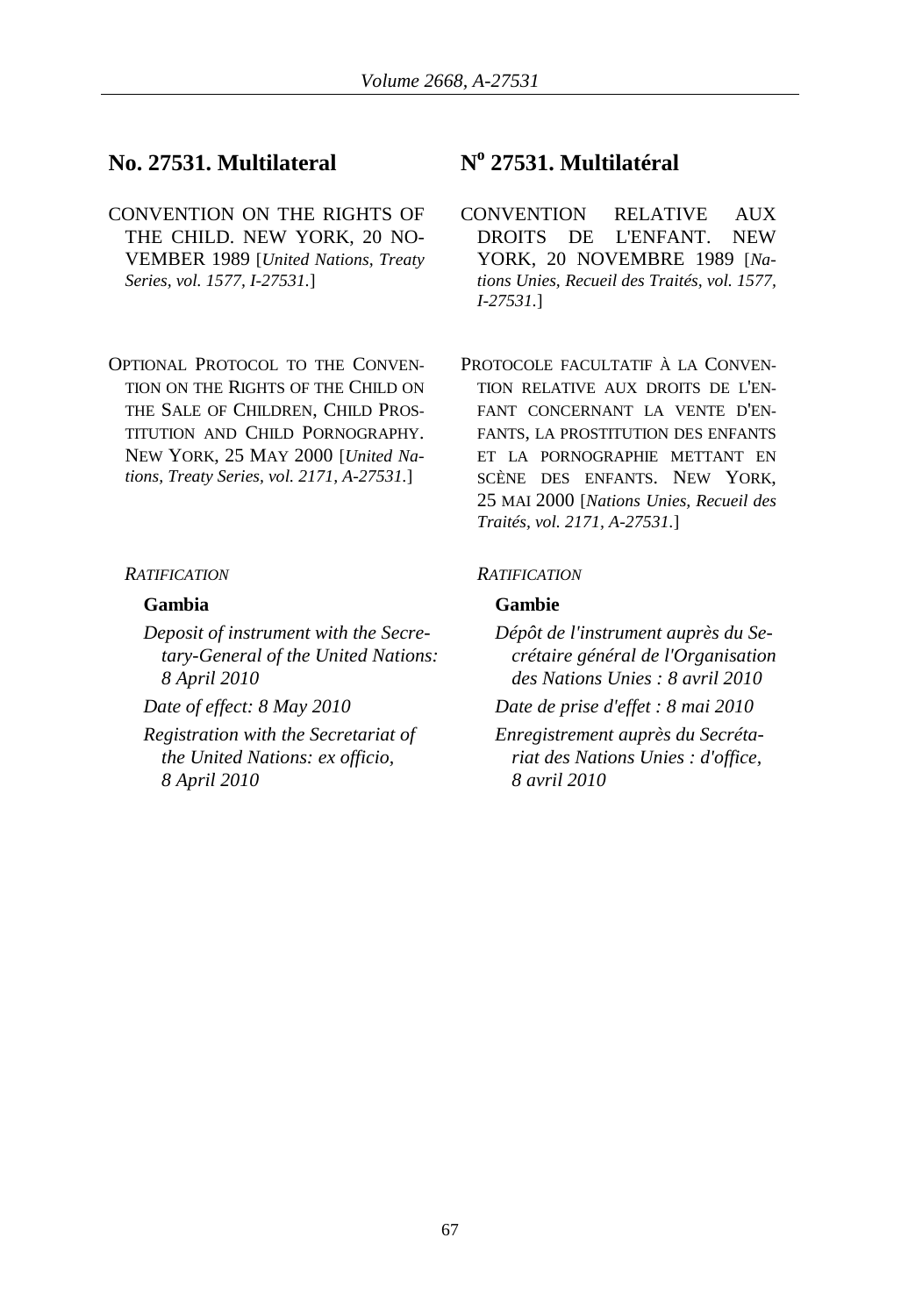## No. 27531. Multilateral

CONVENTION ON THE RIGHTS OF THE CHILD. NEW YORK, 20 NOVEMBER 1989 [*United Nations, Treaty Series, vol. 1577, I-27531.*]

OPTIONAL PROTOCOL TO THE CONVENTION ON THE RIGHTS OF THE CHILD ON THE SALE OF CHILDREN, CHILD PROSTITUTION AND CHILD PORNOGRAPHY. NEW YORK, 25 MAY 2000 [*United Nations, Treaty Series, vol. 2171, A-27531.*]

*RATIFICATION*

**Gambia**

*Deposit of instrument with the Secretary-General of the United Nations: 8 April 2010*

*Date of effect: 8 May 2010*

*Registration with the Secretariat of the United Nations: ex officio, 8 April 2010*

## N[o] 27531. Multilatéral

CONVENTION RELATIVE AUX DROITS DE L'ENFANT. NEW YORK, 20 NOVEMBRE 1989 [*Nations Unies, Recueil des Traités, vol. 1577, I-27531.*]

PROTOCOLE FACULTATIF À LA CONVENTION RELATIVE AUX DROITS DE L'ENFANT CONCERNANT LA VENTE D'ENFANTS, LA PROSTITUTION DES ENFANTS ET LA PORNOGRAPHIE METTANT EN SCÈNE DES ENFANTS. NEW YORK, 25 MAI 2000 [*Nations Unies, Recueil des Traités, vol. 2171, A-27531.*]

*RATIFICATION*

**Gambie**

*Dépôt de l'instrument auprès du Secrétaire général de l'Organisation des Nations Unies : 8 avril 2010*

*Date de prise d'effet : 8 mai 2010*

*Enregistrement auprès du Secrétariat des Nations Unies : d'office, 8 avril 2010*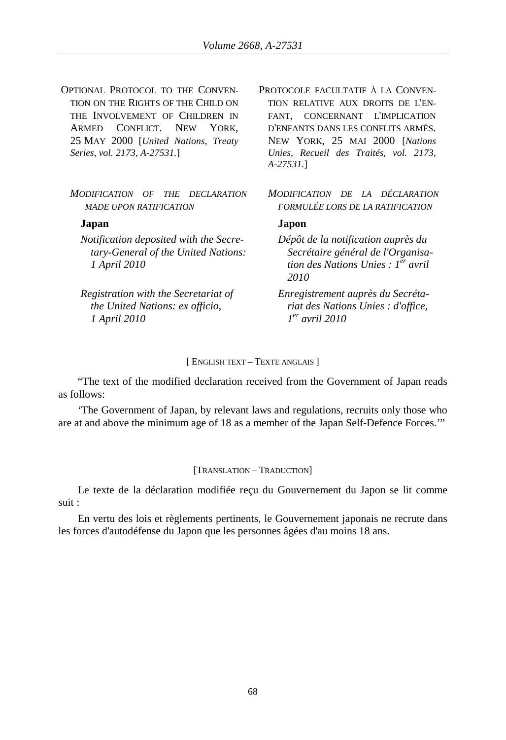OPTIONAL PROTOCOL TO THE CONVENTION ON THE RIGHTS OF THE CHILD ON THE INVOLVEMENT OF CHILDREN IN ARMED CONFLICT. NEW YORK, 25 MAY 2000 [*United Nations, Treaty Series, vol. 2173, A-27531.*]

*MODIFICATION OF THE DECLARATION MADE UPON RATIFICATION*

**Japan**

*Notification deposited with the Secretary-General of the United Nations: 1 April 2010*

*Registration with the Secretariat of the United Nations: ex officio, 1 April 2010*

PROTOCOLE FACULTATIF À LA CONVENTION RELATIVE AUX DROITS DE L'ENFANT, CONCERNANT L'IMPLICATION D'ENFANTS DANS LES CONFLITS ARMÉS. NEW YORK, 25 MAI 2000 [*Nations Unies, Recueil des Traités, vol. 2173, A-27531.*]

*MODIFICATION DE LA DÉCLARATION FORMULÉE LORS DE LA RATIFICATION*

**Japon**

*Dépôt de la notification auprès du Secrétaire général de l'Organisation des Nations Unies : 1er avril 2010*

*Enregistrement auprès du Secrétariat des Nations Unies : d'office, 1er avril 2010*

[ ENGLISH TEXT – TEXTE ANGLAIS ]

"The text of the modified declaration received from the Government of Japan reads as follows:

'The Government of Japan, by relevant laws and regulations, recruits only those who are at and above the minimum age of 18 as a member of the Japan Self-Defence Forces.'"

[TRANSLATION – TRADUCTION]

Le texte de la déclaration modifiée reçu du Gouvernement du Japon se lit comme suit :

En vertu des lois et règlements pertinents, le Gouvernement japonais ne recrute dans les forces d'autodéfense du Japon que les personnes âgées d'au moins 18 ans.